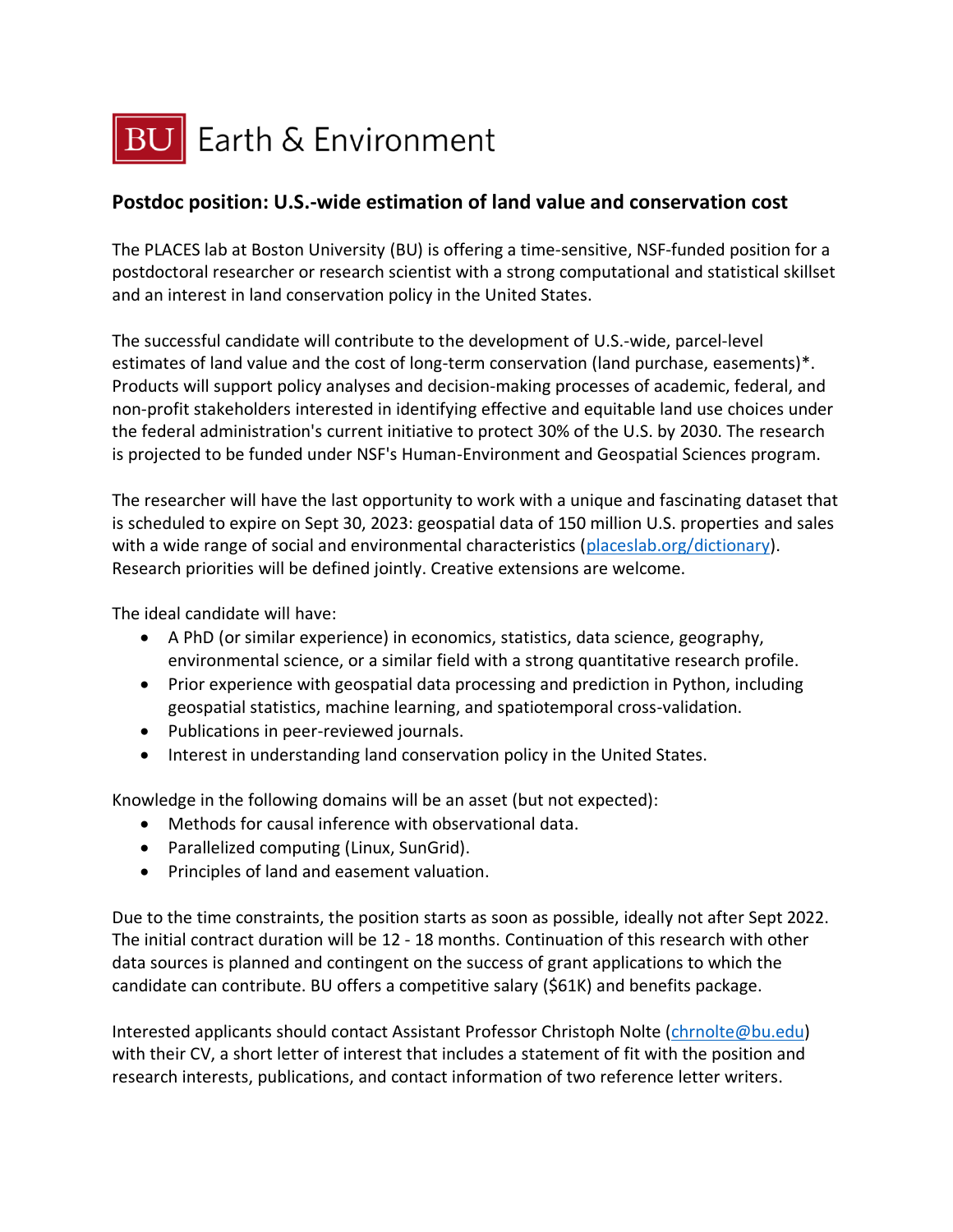BU Earth & Environment

## Postdoc position: U.S.-wide estimation of land value and conservation cost

The PLACES lab at Boston University (BU) is offering a time-sensitive, NSF-funded position for a postdoctoral researcher or research scientist with a strong computational and statistical skillset and an interest in land conservation policy in the United States.

The successful candidate will contribute to the development of U.S.-wide, parcel-level estimates of land value and the cost of long-term conservation (land purchase, easements)*. Products will support policy analyses and decision-making processes of academic, federal, and non-profit stakeholders interested in identifying effective and equitable land use choices under the federal administration's current initiative to protect 30% of the U.S. by 2030. The research is projected to be funded under NSF's Human-Environment and Geospatial Sciences program.

The researcher will have the last opportunity to work with a unique and fascinating dataset that is scheduled to expire on Sept 30, 2023: geospatial data of 150 million U.S. properties and sales with a wide range of social and environmental characteristics ([placeslab.org/dictionary](placeslab.org/dictionary)). Research priorities will be defined jointly. Creative extensions are welcome.

The ideal candidate will have:

- A PhD (or similar experience) in economics, statistics, data science, geography, environmental science, or a similar field with a strong quantitative research profile.
- Prior experience with geospatial data processing and prediction in Python, including geospatial statistics, machine learning, and spatiotemporal cross-validation.
- Publications in peer-reviewed journals.
- Interest in understanding land conservation policy in the United States.

Knowledge in the following domains will be an asset (but not expected):

- Methods for causal inference with observational data.
- Parallelized computing (Linux, SunGrid).
- Principles of land and easement valuation.

Due to the time constraints, the position starts as soon as possible, ideally not after Sept 2022. The initial contract duration will be 12 - 18 months. Continuation of this research with other data sources is planned and contingent on the success of grant applications to which the candidate can contribute. BU offers a competitive salary ($61K) and benefits package.

Interested applicants should contact Assistant Professor Christoph Nolte ([chrnolte@bu.edu](mailto:chrnolte@bu.edu)) with their CV, a short letter of interest that includes a statement of fit with the position and research interests, publications, and contact information of two reference letter writers.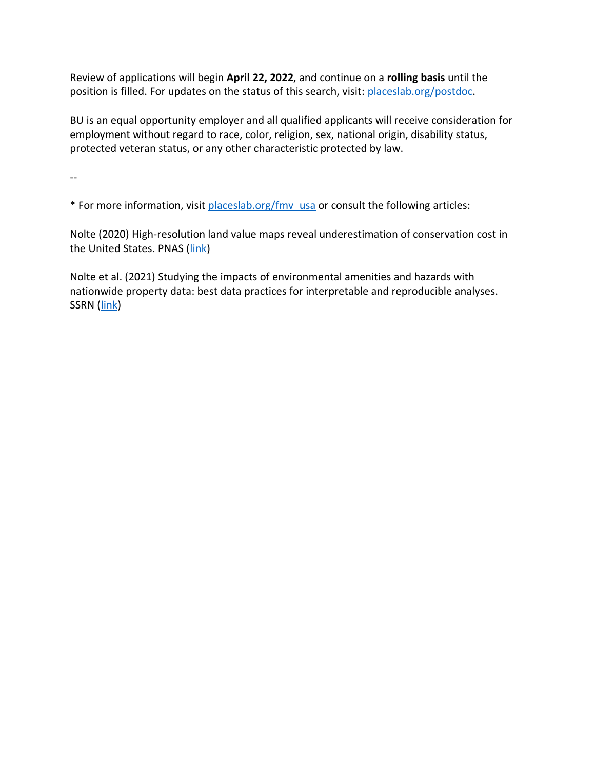Review of applications will begin **April 22, 2022**, and continue on a **rolling basis** until the position is filled. For updates on the status of this search, visit: [placeslab.org/postdoc](placeslab.org/postdoc).

BU is an equal opportunity employer and all qualified applicants will receive consideration for employment without regard to race, color, religion, sex, national origin, disability status, protected veteran status, or any other characteristic protected by law.

--

* For more information, visit [placeslab.org/fmv_usa](placeslab.org/fmv_usa) or consult the following articles:

Nolte (2020) High-resolution land value maps reveal underestimation of conservation cost in the United States. PNAS (link)

Nolte et al. (2021) Studying the impacts of environmental amenities and hazards with nationwide property data: best data practices for interpretable and reproducible analyses. SSRN (link)